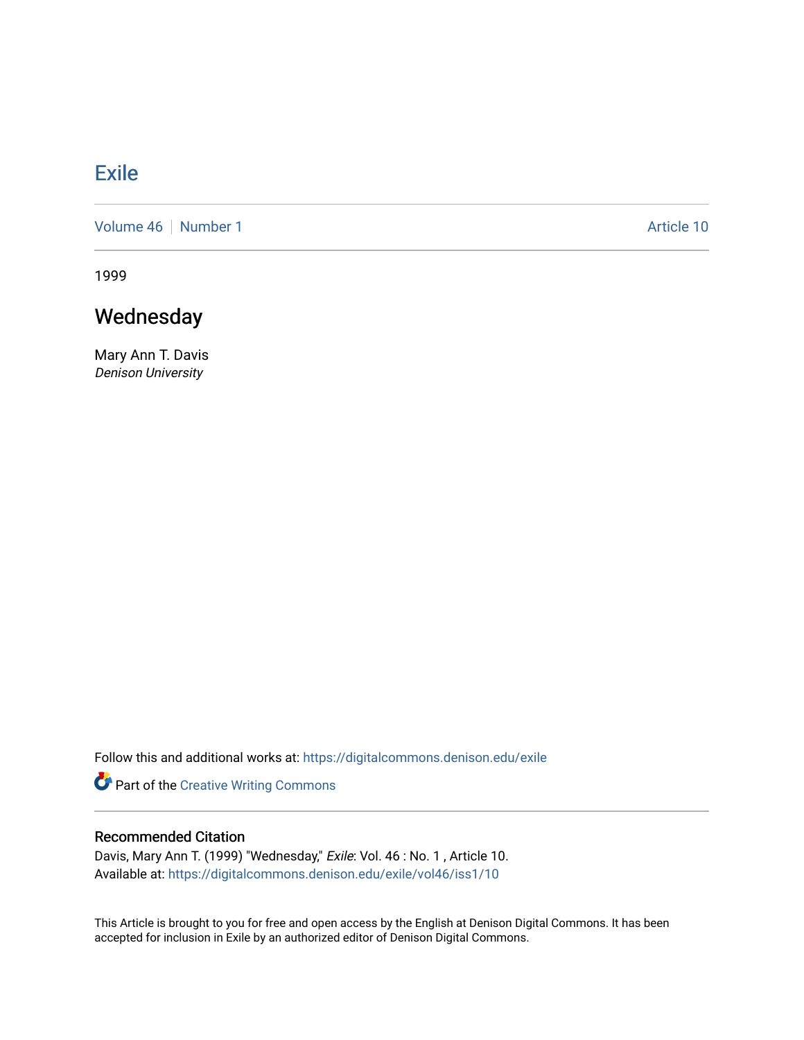# Exile

Volume 46 | Number 1 — Article 10

1999

## Wednesday

Mary Ann T. Davis
*Denison University*

Follow this and additional works at: https://digitalcommons.denison.edu/exile

Part of the Creative Writing Commons

### Recommended Citation

Davis, Mary Ann T. (1999) "Wednesday," *Exile*: Vol. 46 : No. 1 , Article 10.
Available at: https://digitalcommons.denison.edu/exile/vol46/iss1/10

This Article is brought to you for free and open access by the English at Denison Digital Commons. It has been accepted for inclusion in Exile by an authorized editor of Denison Digital Commons.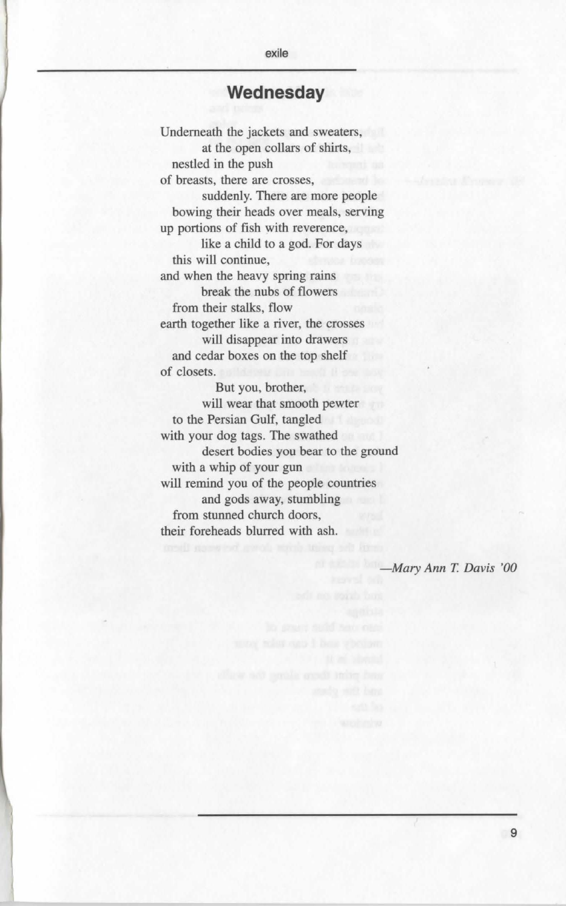## Wednesday

Underneath the jackets and sweaters,
at the open collars of shirts,
nestled in the push
of breasts, there are crosses,
suddenly. There are more people
bowing their heads over meals, serving
up portions of fish with reverence,
like a child to a god. For days
this will continue,
and when the heavy spring rains
break the nubs of flowers
from their stalks, flow
earth together like a river, the crosses
will disappear into drawers
and cedar boxes on the top shelf
of closets.
But you, brother,
will wear that smooth pewter
to the Persian Gulf, tangled
with your dog tags. The swathed
desert bodies you bear to the ground
with a whip of your gun
will remind you of the people countries
and gods away, stumbling
from stunned church doors,
their foreheads blurred with ash.

*—Mary Ann T. Davis '00*